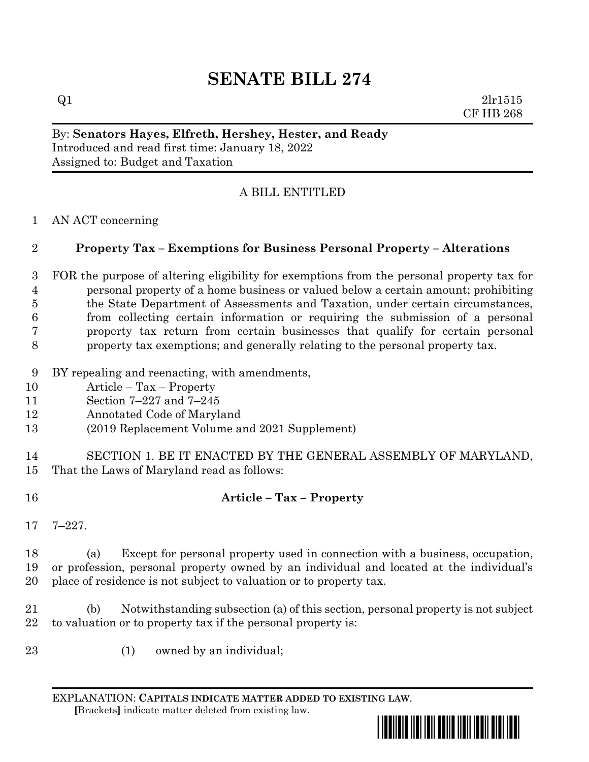# SENATE BILL 274

Q1 2lr1515
CF HB 268

By: **Senators Hayes, Elfreth, Hershey, Hester, and Ready**
Introduced and read first time: January 18, 2022
Assigned to: Budget and Taxation

A BILL ENTITLED

1 AN ACT concerning

2 **Property Tax – Exemptions for Business Personal Property – Alterations**

3 FOR the purpose of altering eligibility for exemptions from the personal property tax for
4 personal property of a home business or valued below a certain amount; prohibiting
5 the State Department of Assessments and Taxation, under certain circumstances,
6 from collecting certain information or requiring the submission of a personal
7 property tax return from certain businesses that qualify for certain personal
8 property tax exemptions; and generally relating to the personal property tax.

9 BY repealing and reenacting, with amendments,
10 Article – Tax – Property
11 Section 7–227 and 7–245
12 Annotated Code of Maryland
13 (2019 Replacement Volume and 2021 Supplement)

14 SECTION 1. BE IT ENACTED BY THE GENERAL ASSEMBLY OF MARYLAND,
15 That the Laws of Maryland read as follows:

16 **Article – Tax – Property**

17 7–227.

18 (a) Except for personal property used in connection with a business, occupation,
19 or profession, personal property owned by an individual and located at the individual's
20 place of residence is not subject to valuation or to property tax.

21 (b) Notwithstanding subsection (a) of this section, personal property is not subject
22 to valuation or to property tax if the personal property is:

23 (1) owned by an individual;

EXPLANATION: **CAPITALS INDICATE MATTER ADDED TO EXISTING LAW**.
**[**Brackets**]** indicate matter deleted from existing law.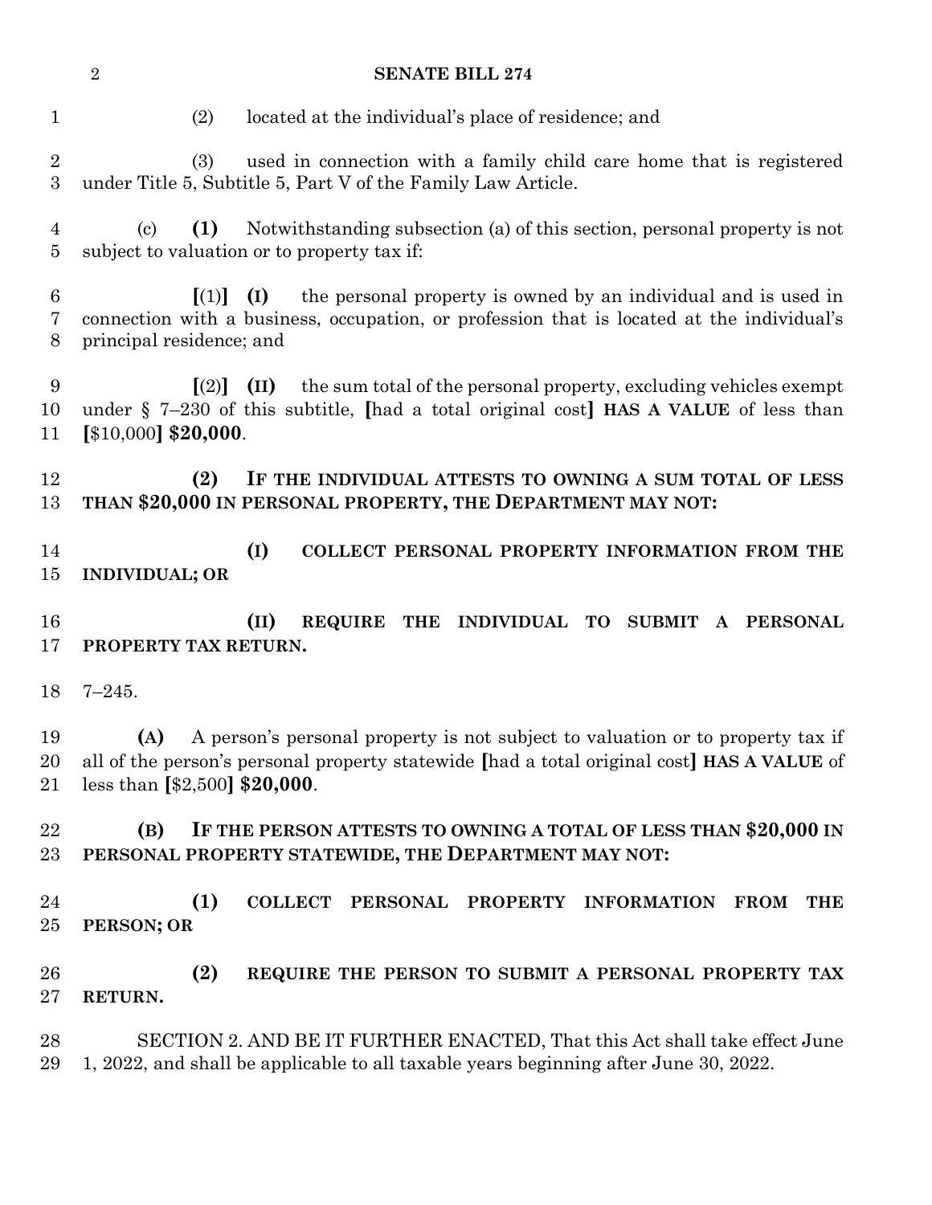(2) located at the individual's place of residence; and

(3) used in connection with a family child care home that is registered under Title 5, Subtitle 5, Part V of the Family Law Article.

(c) **(1)** Notwithstanding subsection (a) of this section, personal property is not subject to valuation or to property tax if:

**[**(1)**]** **(I)** the personal property is owned by an individual and is used in connection with a business, occupation, or profession that is located at the individual's principal residence; and

**[**(2)**]** **(II)** the sum total of the personal property, excluding vehicles exempt under § 7–230 of this subtitle, **[**had a total original cost**]** **HAS A VALUE** of less than **[**$10,000**]** **$20,000**.

**(2) IF THE INDIVIDUAL ATTESTS TO OWNING A SUM TOTAL OF LESS THAN $20,000 IN PERSONAL PROPERTY, THE DEPARTMENT MAY NOT:**

**(I) COLLECT PERSONAL PROPERTY INFORMATION FROM THE INDIVIDUAL; OR**

**(II) REQUIRE THE INDIVIDUAL TO SUBMIT A PERSONAL PROPERTY TAX RETURN.**

7–245.

**(A)** A person's personal property is not subject to valuation or to property tax if all of the person's personal property statewide **[**had a total original cost**]** **HAS A VALUE** of less than **[**$2,500**]** **$20,000**.

**(B) IF THE PERSON ATTESTS TO OWNING A TOTAL OF LESS THAN $20,000 IN PERSONAL PROPERTY STATEWIDE, THE DEPARTMENT MAY NOT:**

**(1) COLLECT PERSONAL PROPERTY INFORMATION FROM THE PERSON; OR**

**(2) REQUIRE THE PERSON TO SUBMIT A PERSONAL PROPERTY TAX RETURN.**

SECTION 2. AND BE IT FURTHER ENACTED, That this Act shall take effect June 1, 2022, and shall be applicable to all taxable years beginning after June 30, 2022.